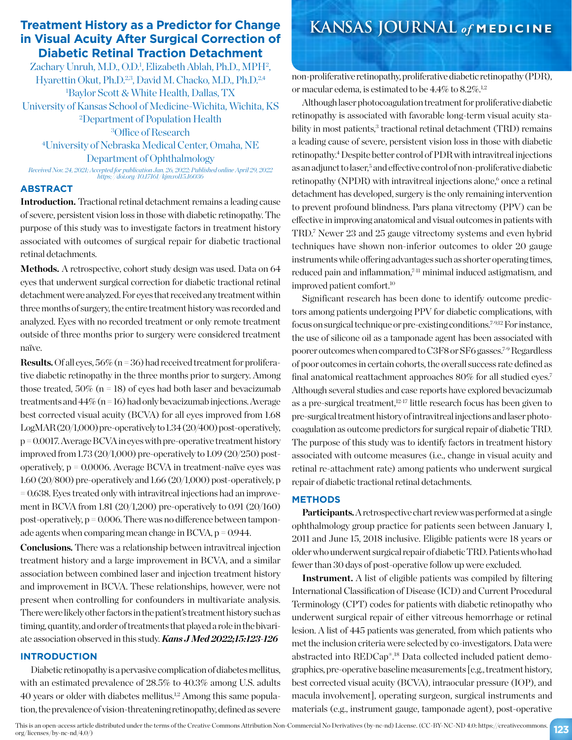# Treatment History as a Predictor for Change in Visual Acuity After Surgical Correction of Diabetic Retinal Traction Detachment

Zachary Unruh, M.D., O.D.[1], Elizabeth Ablah, Ph.D., MPH[2], Hyarettin Okut, Ph.D.[2,3], David M. Chacko, M.D., Ph.D.[2,4]

[1]Baylor Scott & White Health, Dallas, TX

University of Kansas School of Medicine-Wichita, Wichita, KS

[2]Department of Population Health

[3]Office of Research

[4]University of Nebraska Medical Center, Omaha, NE

Department of Ophthalmology

*Received Nov. 24, 2021; Accepted for publication Jan. 26, 2022; Published online April 29, 2022*
*https://doi.org/10.17161/kjm.vol15.16036*

## ABSTRACT

**Introduction.** Tractional retinal detachment remains a leading cause of severe, persistent vision loss in those with diabetic retinopathy. The purpose of this study was to investigate factors in treatment history associated with outcomes of surgical repair for diabetic tractional retinal detachments.

**Methods.** A retrospective, cohort study design was used. Data on 64 eyes that underwent surgical correction for diabetic tractional retinal detachment were analyzed. For eyes that received any treatment within three months of surgery, the entire treatment history was recorded and analyzed. Eyes with no recorded treatment or only remote treatment outside of three months prior to surgery were considered treatment naïve.

**Results.** Of all eyes, 56% (n = 36) had received treatment for proliferative diabetic retinopathy in the three months prior to surgery. Among those treated, 50% (n = 18) of eyes had both laser and bevacizumab treatments and 44% (n = 16) had only bevacizumab injections. Average best corrected visual acuity (BCVA) for all eyes improved from 1.68 LogMAR (20/1,000) pre-operatively to 1.34 (20/400) post-operatively, p = 0.0017. Average BCVA in eyes with pre-operative treatment history improved from 1.73 (20/1,000) pre-operatively to 1.09 (20/250) post-operatively, p = 0.0006. Average BCVA in treatment-naïve eyes was 1.60 (20/800) pre-operatively and 1.66 (20/1,000) post-operatively, p = 0.638. Eyes treated only with intravitreal injections had an improvement in BCVA from 1.81 (20/1,200) pre-operatively to 0.91 (20/160) post-operatively, p = 0.006. There was no difference between tamponade agents when comparing mean change in BCVA, p = 0.944.

**Conclusions.** There was a relationship between intravitreal injection treatment history and a large improvement in BCVA, and a similar association between combined laser and injection treatment history and improvement in BCVA. These relationships, however, were not present when controlling for confounders in multivariate analysis. There were likely other factors in the patient's treatment history such as timing, quantity, and order of treatments that played a role in the bivariate association observed in this study. ***Kans J Med 2022;15:123-126***

## INTRODUCTION

Diabetic retinopathy is a pervasive complication of diabetes mellitus, with an estimated prevalence of 28.5% to 40.3% among U.S. adults 40 years or older with diabetes mellitus.[1,2] Among this same population, the prevalence of vision-threatening retinopathy, defined as severe non-proliferative retinopathy, proliferative diabetic retinopathy (PDR), or macular edema, is estimated to be 4.4% to 8.2%.[1,2]

Although laser photocoagulation treatment for proliferative diabetic retinopathy is associated with favorable long-term visual acuity stability in most patients,[3] tractional retinal detachment (TRD) remains a leading cause of severe, persistent vision loss in those with diabetic retinopathy.[4] Despite better control of PDR with intravitreal injections as an adjunct to laser,[5] and effective control of non-proliferative diabetic retinopathy (NPDR) with intravitreal injections alone,[6] once a retinal detachment has developed, surgery is the only remaining intervention to prevent profound blindness. Pars plana vitrectomy (PPV) can be effective in improving anatomical and visual outcomes in patients with TRD.[7] Newer 23 and 25 gauge vitrectomy systems and even hybrid techniques have shown non-inferior outcomes to older 20 gauge instruments while offering advantages such as shorter operating times, reduced pain and inflammation,[7-11] minimal induced astigmatism, and improved patient comfort.[10]

Significant research has been done to identify outcome predictors among patients undergoing PPV for diabetic complications, with focus on surgical technique or pre-existing conditions.[7-9,12] For instance, the use of silicone oil as a tamponade agent has been associated with poorer outcomes when compared to C3F8 or SF6 gasses.[7-9] Regardless of poor outcomes in certain cohorts, the overall success rate defined as final anatomical reattachment approaches 80% for all studied eyes.[7] Although several studies and case reports have explored bevacizumab as a pre-surgical treatment,[12-17] little research focus has been given to pre-surgical treatment history of intravitreal injections and laser photocoagulation as outcome predictors for surgical repair of diabetic TRD. The purpose of this study was to identify factors in treatment history associated with outcome measures (i.e., change in visual acuity and retinal re-attachment rate) among patients who underwent surgical repair of diabetic tractional retinal detachments.

## METHODS

**Participants.** A retrospective chart review was performed at a single ophthalmology group practice for patients seen between January 1, 2011 and June 15, 2018 inclusive. Eligible patients were 18 years or older who underwent surgical repair of diabetic TRD. Patients who had fewer than 30 days of post-operative follow up were excluded.

**Instrument.** A list of eligible patients was compiled by filtering International Classification of Disease (ICD) and Current Procedural Terminology (CPT) codes for patients with diabetic retinopathy who underwent surgical repair of either vitreous hemorrhage or retinal lesion. A list of 445 patients was generated, from which patients who met the inclusion criteria were selected by co-investigators. Data were abstracted into REDCap®.[18] Data collected included patient demographics, pre-operative baseline measurements [e.g., treatment history, best corrected visual acuity (BCVA), intraocular pressure (IOP), and macula involvement], operating surgeon, surgical instruments and materials (e.g., instrument gauge, tamponade agent), post-operative

This is an open-access article distributed under the terms of the Creative Commons Attribution Non-Commercial No Derivatives (by-nc-nd) License. (CC-BY-NC-ND 4.0: https://creativecommons.org/licenses/by-nc-nd/4.0/)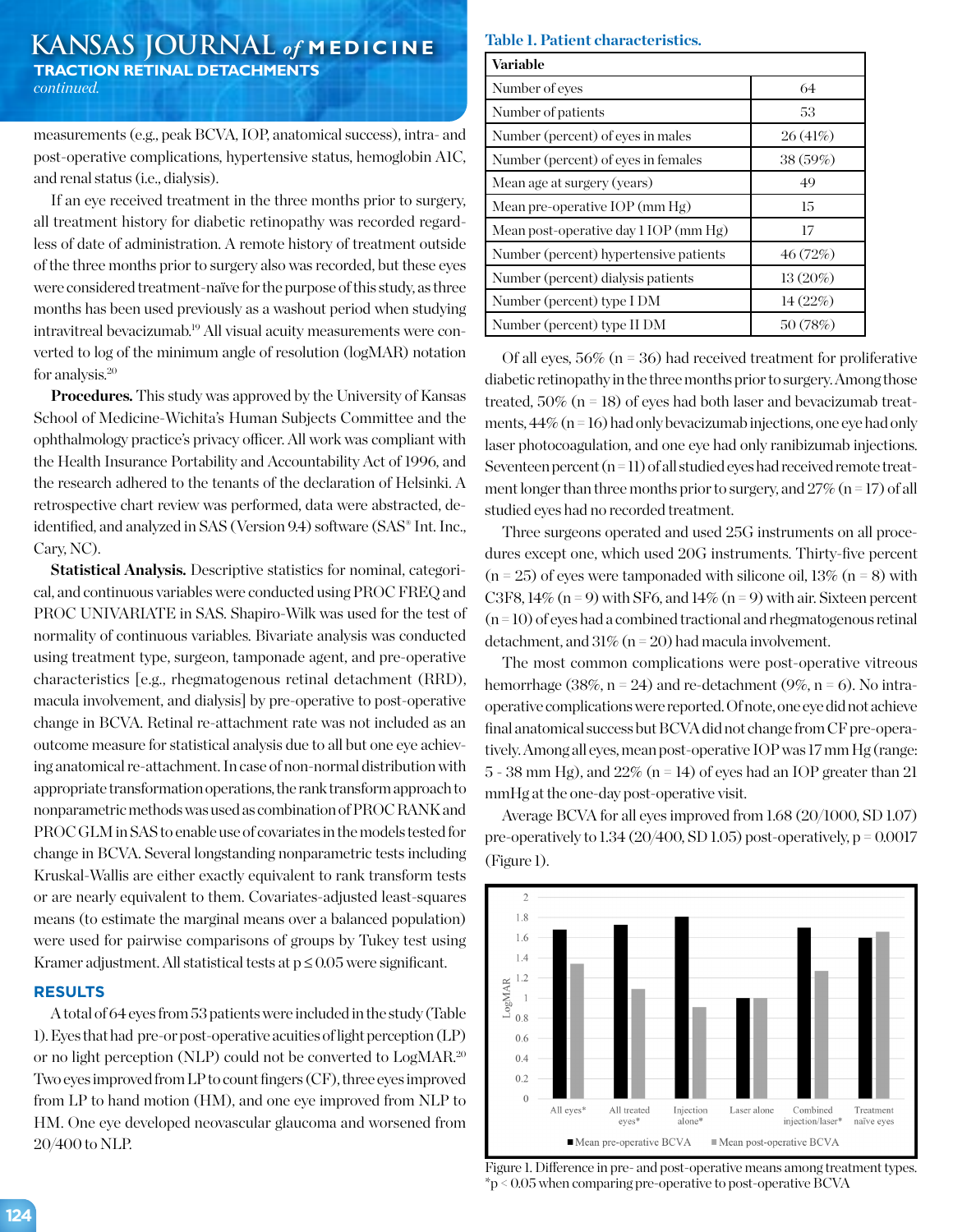measurements (e.g., peak BCVA, IOP, anatomical success), intra- and post-operative complications, hypertensive status, hemoglobin A1C, and renal status (i.e., dialysis).

If an eye received treatment in the three months prior to surgery, all treatment history for diabetic retinopathy was recorded regardless of date of administration. A remote history of treatment outside of the three months prior to surgery also was recorded, but these eyes were considered treatment-naïve for the purpose of this study, as three months has been used previously as a washout period when studying intravitreal bevacizumab.[19] All visual acuity measurements were converted to log of the minimum angle of resolution (logMAR) notation for analysis.[20]

**Procedures.** This study was approved by the University of Kansas School of Medicine-Wichita's Human Subjects Committee and the ophthalmology practice's privacy officer. All work was compliant with the Health Insurance Portability and Accountability Act of 1996, and the research adhered to the tenants of the declaration of Helsinki. A retrospective chart review was performed, data were abstracted, de-identified, and analyzed in SAS (Version 9.4) software (SAS® Int. Inc., Cary, NC).

**Statistical Analysis.** Descriptive statistics for nominal, categorical, and continuous variables were conducted using PROC FREQ and PROC UNIVARIATE in SAS. Shapiro-Wilk was used for the test of normality of continuous variables. Bivariate analysis was conducted using treatment type, surgeon, tamponade agent, and pre-operative characteristics [e.g., rhegmatogenous retinal detachment (RRD), macula involvement, and dialysis] by pre-operative to post-operative change in BCVA. Retinal re-attachment rate was not included as an outcome measure for statistical analysis due to all but one eye achieving anatomical re-attachment. In case of non-normal distribution with appropriate transformation operations, the rank transform approach to nonparametric methods was used as combination of PROC RANK and PROC GLM in SAS to enable use of covariates in the models tested for change in BCVA. Several longstanding nonparametric tests including Kruskal-Wallis are either exactly equivalent to rank transform tests or are nearly equivalent to them. Covariates-adjusted least-squares means (to estimate the marginal means over a balanced population) were used for pairwise comparisons of groups by Tukey test using Kramer adjustment. All statistical tests at $p \leq 0.05$ were significant.

## RESULTS

A total of 64 eyes from 53 patients were included in the study (Table 1). Eyes that had pre-or post-operative acuities of light perception (LP) or no light perception (NLP) could not be converted to LogMAR.[20] Two eyes improved from LP to count fingers (CF), three eyes improved from LP to hand motion (HM), and one eye improved from NLP to HM. One eye developed neovascular glaucoma and worsened from 20/400 to NLP.

**Table 1. Patient characteristics.**

| Variable | |
|---|---|
| Number of eyes | 64 |
| Number of patients | 53 |
| Number (percent) of eyes in males | 26 (41%) |
| Number (percent) of eyes in females | 38 (59%) |
| Mean age at surgery (years) | 49 |
| Mean pre-operative IOP (mm Hg) | 15 |
| Mean post-operative day 1 IOP (mm Hg) | 17 |
| Number (percent) hypertensive patients | 46 (72%) |
| Number (percent) dialysis patients | 13 (20%) |
| Number (percent) type I DM | 14 (22%) |
| Number (percent) type II DM | 50 (78%) |

Of all eyes, 56% (n = 36) had received treatment for proliferative diabetic retinopathy in the three months prior to surgery. Among those treated, 50% (n = 18) of eyes had both laser and bevacizumab treatments, 44% (n = 16) had only bevacizumab injections, one eye had only laser photocoagulation, and one eye had only ranibizumab injections. Seventeen percent (n = 11) of all studied eyes had received remote treatment longer than three months prior to surgery, and 27% (n = 17) of all studied eyes had no recorded treatment.

Three surgeons operated and used 25G instruments on all procedures except one, which used 20G instruments. Thirty-five percent (n = 25) of eyes were tamponaded with silicone oil, 13% (n = 8) with C3F8, 14% (n = 9) with SF6, and 14% (n = 9) with air. Sixteen percent (n = 10) of eyes had a combined tractional and rhegmatogenous retinal detachment, and 31% (n = 20) had macula involvement.

The most common complications were post-operative vitreous hemorrhage (38%, n = 24) and re-detachment (9%, n = 6). No intra-operative complications were reported. Of note, one eye did not achieve final anatomical success but BCVA did not change from CF pre-operatively. Among all eyes, mean post-operative IOP was 17 mm Hg (range: 5 - 38 mm Hg), and 22% (n = 14) of eyes had an IOP greater than 21 mmHg at the one-day post-operative visit.

Average BCVA for all eyes improved from 1.68 (20/1000, SD 1.07) pre-operatively to 1.34 (20/400, SD 1.05) post-operatively, p = 0.0017 (Figure 1).

Figure 1. Difference in pre- and post-operative means among treatment types. *p < 0.05 when comparing pre-operative to post-operative BCVA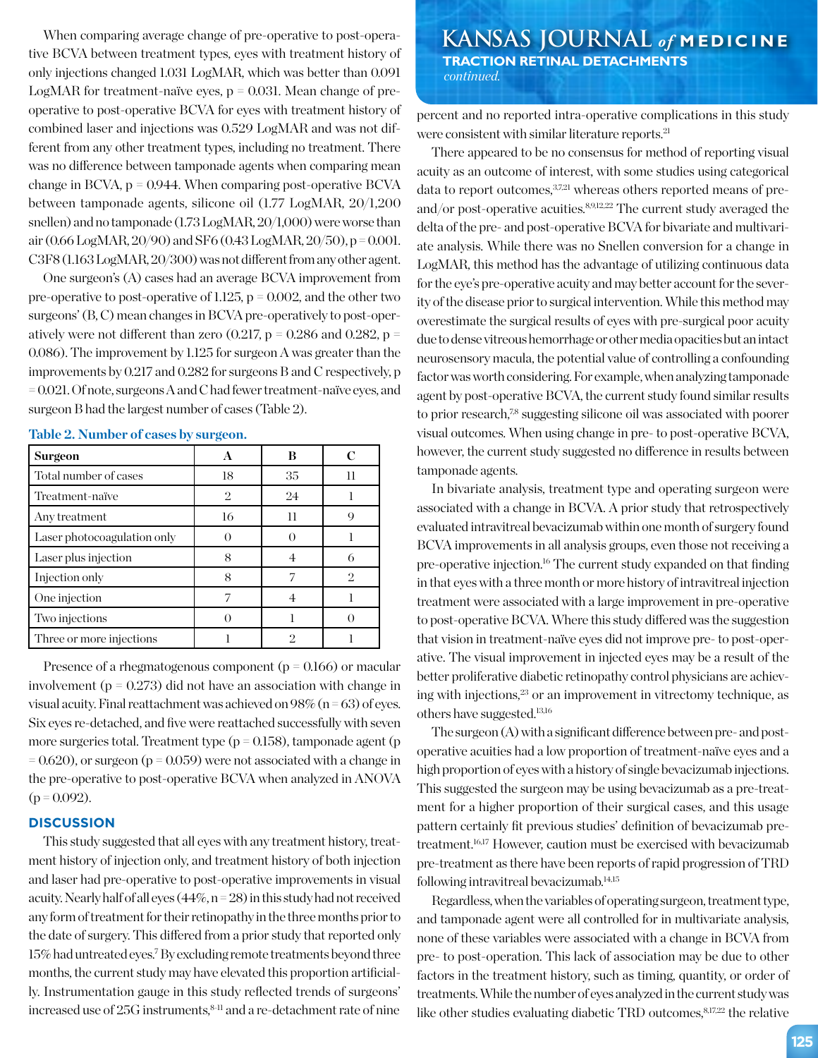When comparing average change of pre-operative to post-operative BCVA between treatment types, eyes with treatment history of only injections changed 1.031 LogMAR, which was better than 0.091 LogMAR for treatment-naïve eyes, p = 0.031. Mean change of pre-operative to post-operative BCVA for eyes with treatment history of combined laser and injections was 0.529 LogMAR and was not different from any other treatment types, including no treatment. There was no difference between tamponade agents when comparing mean change in BCVA, p = 0.944. When comparing post-operative BCVA between tamponade agents, silicone oil (1.77 LogMAR, 20/1,200 snellen) and no tamponade (1.73 LogMAR, 20/1,000) were worse than air (0.66 LogMAR, 20/90) and SF6 (0.43 LogMAR, 20/50), p = 0.001. C3F8 (1.163 LogMAR, 20/300) was not different from any other agent.

One surgeon's (A) cases had an average BCVA improvement from pre-operative to post-operative of 1.125, p = 0.002, and the other two surgeons' (B, C) mean changes in BCVA pre-operatively to post-operatively were not different than zero (0.217, p = 0.286 and 0.282, p = 0.086). The improvement by 1.125 for surgeon A was greater than the improvements by 0.217 and 0.282 for surgeons B and C respectively, p = 0.021. Of note, surgeons A and C had fewer treatment-naïve eyes, and surgeon B had the largest number of cases (Table 2).

**Table 2. Number of cases by surgeon.**

| Surgeon | A | B | C |
|---|---|---|---|
| Total number of cases | 18 | 35 | 11 |
| Treatment-naïve | 2 | 24 | 1 |
| Any treatment | 16 | 11 | 9 |
| Laser photocoagulation only | 0 | 0 | 1 |
| Laser plus injection | 8 | 4 | 6 |
| Injection only | 8 | 7 | 2 |
| One injection | 7 | 4 | 1 |
| Two injections | 0 | 1 | 0 |
| Three or more injections | 1 | 2 | 1 |

Presence of a rhegmatogenous component (p = 0.166) or macular involvement (p = 0.273) did not have an association with change in visual acuity. Final reattachment was achieved on 98% (n = 63) of eyes. Six eyes re-detached, and five were reattached successfully with seven more surgeries total. Treatment type (p = 0.158), tamponade agent (p = 0.620), or surgeon (p = 0.059) were not associated with a change in the pre-operative to post-operative BCVA when analyzed in ANOVA (p = 0.092).

## DISCUSSION

This study suggested that all eyes with any treatment history, treatment history of injection only, and treatment history of both injection and laser had pre-operative to post-operative improvements in visual acuity. Nearly half of all eyes (44%, n = 28) in this study had not received any form of treatment for their retinopathy in the three months prior to the date of surgery. This differed from a prior study that reported only 15% had untreated eyes.[7] By excluding remote treatments beyond three months, the current study may have elevated this proportion artificially. Instrumentation gauge in this study reflected trends of surgeons' increased use of 25G instruments,[8-11] and a re-detachment rate of nine percent and no reported intra-operative complications in this study were consistent with similar literature reports.[21]

There appeared to be no consensus for method of reporting visual acuity as an outcome of interest, with some studies using categorical data to report outcomes,[3,7,21] whereas others reported means of pre-and/or post-operative acuities.[8,9,12,22] The current study averaged the delta of the pre- and post-operative BCVA for bivariate and multivariate analysis. While there was no Snellen conversion for a change in LogMAR, this method has the advantage of utilizing continuous data for the eye's pre-operative acuity and may better account for the severity of the disease prior to surgical intervention. While this method may overestimate the surgical results of eyes with pre-surgical poor acuity due to dense vitreous hemorrhage or other media opacities but an intact neurosensory macula, the potential value of controlling a confounding factor was worth considering. For example, when analyzing tamponade agent by post-operative BCVA, the current study found similar results to prior research,[7,8] suggesting silicone oil was associated with poorer visual outcomes. When using change in pre- to post-operative BCVA, however, the current study suggested no difference in results between tamponade agents.

In bivariate analysis, treatment type and operating surgeon were associated with a change in BCVA. A prior study that retrospectively evaluated intravitreal bevacizumab within one month of surgery found BCVA improvements in all analysis groups, even those not receiving a pre-operative injection.[16] The current study expanded on that finding in that eyes with a three month or more history of intravitreal injection treatment were associated with a large improvement in pre-operative to post-operative BCVA. Where this study differed was the suggestion that vision in treatment-naïve eyes did not improve pre- to post-operative. The visual improvement in injected eyes may be a result of the better proliferative diabetic retinopathy control physicians are achieving with injections,[23] or an improvement in vitrectomy technique, as others have suggested.[13,16]

The surgeon (A) with a significant difference between pre- and post-operative acuities had a low proportion of treatment-naïve eyes and a high proportion of eyes with a history of single bevacizumab injections. This suggested the surgeon may be using bevacizumab as a pre-treatment for a higher proportion of their surgical cases, and this usage pattern certainly fit previous studies' definition of bevacizumab pre-treatment.[16,17] However, caution must be exercised with bevacizumab pre-treatment as there have been reports of rapid progression of TRD following intravitreal bevacizumab.[14,15]

Regardless, when the variables of operating surgeon, treatment type, and tamponade agent were all controlled for in multivariate analysis, none of these variables were associated with a change in BCVA from pre- to post-operation. This lack of association may be due to other factors in the treatment history, such as timing, quantity, or order of treatments. While the number of eyes analyzed in the current study was like other studies evaluating diabetic TRD outcomes,[8,17,22] the relative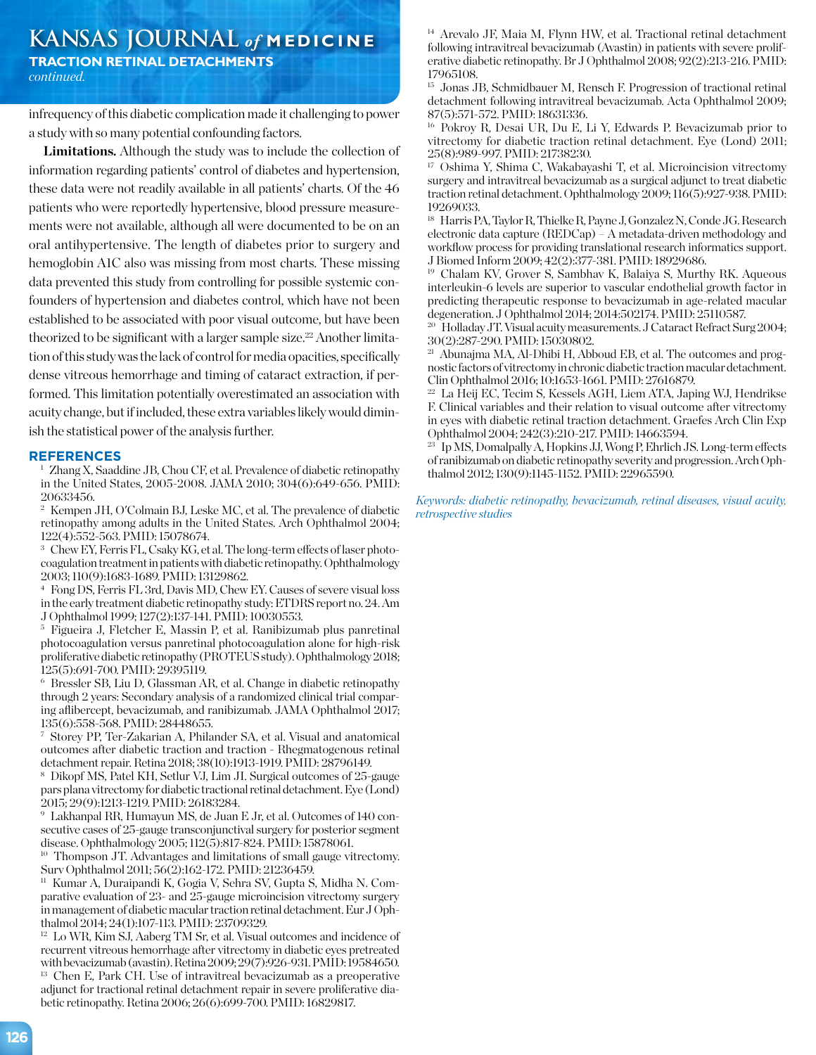infrequency of this diabetic complication made it challenging to power a study with so many potential confounding factors.

**Limitations.** Although the study was to include the collection of information regarding patients' control of diabetes and hypertension, these data were not readily available in all patients' charts. Of the 46 patients who were reportedly hypertensive, blood pressure measurements were not available, although all were documented to be on an oral antihypertensive. The length of diabetes prior to surgery and hemoglobin A1C also was missing from most charts. These missing data prevented this study from controlling for possible systemic confounders of hypertension and diabetes control, which have not been established to be associated with poor visual outcome, but have been theorized to be significant with a larger sample size.[22] Another limitation of this study was the lack of control for media opacities, specifically dense vitreous hemorrhage and timing of cataract extraction, if performed. This limitation potentially overestimated an association with acuity change, but if included, these extra variables likely would diminish the statistical power of the analysis further.

## REFERENCES

[1] Zhang X, Saaddine JB, Chou CF, et al. Prevalence of diabetic retinopathy in the United States, 2005-2008. JAMA 2010; 304(6):649-656. PMID: 20633456.

[2] Kempen JH, O'Colmain BJ, Leske MC, et al. The prevalence of diabetic retinopathy among adults in the United States. Arch Ophthalmol 2004; 122(4):552-563. PMID: 15078674.

[3] Chew EY, Ferris FL, Csaky KG, et al. The long-term effects of laser photocoagulation treatment in patients with diabetic retinopathy. Ophthalmology 2003; 110(9):1683-1689. PMID: 13129862.

[4] Fong DS, Ferris FL 3rd, Davis MD, Chew EY. Causes of severe visual loss in the early treatment diabetic retinopathy study: ETDRS report no. 24. Am J Ophthalmol 1999; 127(2):137-141. PMID: 10030553.

[5] Figueira J, Fletcher E, Massin P, et al. Ranibizumab plus panretinal photocoagulation versus panretinal photocoagulation alone for high-risk proliferative diabetic retinopathy (PROTEUS study). Ophthalmology 2018; 125(5):691-700. PMID: 29395119.

[6] Bressler SB, Liu D, Glassman AR, et al. Change in diabetic retinopathy through 2 years: Secondary analysis of a randomized clinical trial comparing aflibercept, bevacizumab, and ranibizumab. JAMA Ophthalmol 2017; 135(6):558-568. PMID: 28448655.

[7] Storey PP, Ter-Zakarian A, Philander SA, et al. Visual and anatomical outcomes after diabetic traction and traction - Rhegmatogenous retinal detachment repair. Retina 2018; 38(10):1913-1919. PMID: 28796149.

[8] Dikopf MS, Patel KH, Setlur VJ, Lim JI. Surgical outcomes of 25-gauge pars plana vitrectomy for diabetic tractional retinal detachment. Eye (Lond) 2015; 29(9):1213-1219. PMID: 26183284.

[9] Lakhanpal RR, Humayun MS, de Juan E Jr, et al. Outcomes of 140 consecutive cases of 25-gauge transconjunctival surgery for posterior segment disease. Ophthalmology 2005; 112(5):817-824. PMID: 15878061.

[10] Thompson JT. Advantages and limitations of small gauge vitrectomy. Surv Ophthalmol 2011; 56(2):162-172. PMID: 21236459.

[11] Kumar A, Duraipandi K, Gogia V, Sehra SV, Gupta S, Midha N. Comparative evaluation of 23- and 25-gauge microincision vitrectomy surgery in management of diabetic macular traction retinal detachment. Eur J Ophthalmol 2014; 24(1):107-113. PMID: 23709329.

[12] Lo WR, Kim SJ, Aaberg TM Sr, et al. Visual outcomes and incidence of recurrent vitreous hemorrhage after vitrectomy in diabetic eyes pretreated with bevacizumab (avastin). Retina 2009; 29(7):926-931. PMID: 19584650.

[13] Chen E, Park CH. Use of intravitreal bevacizumab as a preoperative adjunct for tractional retinal detachment repair in severe proliferative diabetic retinopathy. Retina 2006; 26(6):699-700. PMID: 16829817.

[14] Arevalo JF, Maia M, Flynn HW, et al. Tractional retinal detachment following intravitreal bevacizumab (Avastin) in patients with severe proliferative diabetic retinopathy. Br J Ophthalmol 2008; 92(2):213-216. PMID: 17965108.

[15] Jonas JB, Schmidbauer M, Rensch F. Progression of tractional retinal detachment following intravitreal bevacizumab. Acta Ophthalmol 2009; 87(5):571-572. PMID: 18631336.

[16] Pokroy R, Desai UR, Du E, Li Y, Edwards P. Bevacizumab prior to vitrectomy for diabetic traction retinal detachment. Eye (Lond) 2011; 25(8):989-997. PMID: 21738230.

[17] Oshima Y, Shima C, Wakabayashi T, et al. Microincision vitrectomy surgery and intravitreal bevacizumab as a surgical adjunct to treat diabetic traction retinal detachment. Ophthalmology 2009; 116(5):927-938. PMID: 19269033.

[18] Harris PA, Taylor R, Thielke R, Payne J, Gonzalez N, Conde JG. Research electronic data capture (REDCap) – A metadata-driven methodology and workflow process for providing translational research informatics support. J Biomed Inform 2009; 42(2):377-381. PMID: 18929686.

[19] Chalam KV, Grover S, Sambhav K, Balaiya S, Murthy RK. Aqueous interleukin-6 levels are superior to vascular endothelial growth factor in predicting therapeutic response to bevacizumab in age-related macular degeneration. J Ophthalmol 2014; 2014:502174. PMID: 25110587.

[20] Holladay JT. Visual acuity measurements. J Cataract Refract Surg 2004; 30(2):287-290. PMID: 15030802.

[21] Abunajma MA, Al-Dhibi H, Abboud EB, et al. The outcomes and prognostic factors of vitrectomy in chronic diabetic traction macular detachment. Clin Ophthalmol 2016; 10:1653-1661. PMID: 27616879.

[22] La Heij EC, Tecim S, Kessels AGH, Liem ATA, Japing WJ, Hendrikse F. Clinical variables and their relation to visual outcome after vitrectomy in eyes with diabetic retinal traction detachment. Graefes Arch Clin Exp Ophthalmol 2004; 242(3):210-217. PMID: 14663594.

[23] Ip MS, Domalpally A, Hopkins JJ, Wong P, Ehrlich JS. Long-term effects of ranibizumab on diabetic retinopathy severity and progression. Arch Ophthalmol 2012; 130(9):1145-1152. PMID: 22965590.

*Keywords: diabetic retinopathy, bevacizumab, retinal diseases, visual acuity, retrospective studies*